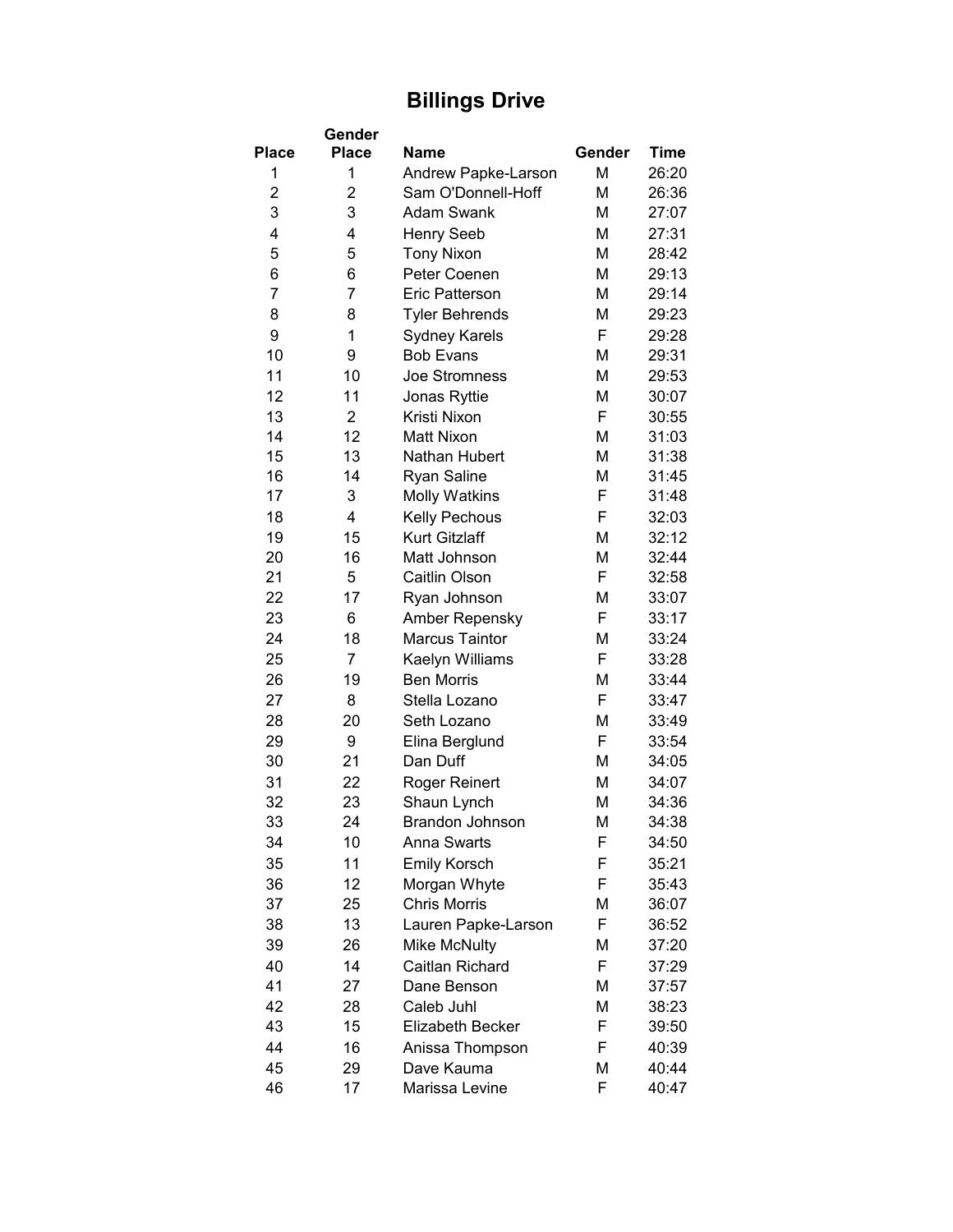# Billings Drive

| Place | Gender Place | Name | Gender | Time |
|---|---|---|---|---|
| 1 | 1 | Andrew Papke-Larson | M | 26:20 |
| 2 | 2 | Sam O'Donnell-Hoff | M | 26:36 |
| 3 | 3 | Adam Swank | M | 27:07 |
| 4 | 4 | Henry Seeb | M | 27:31 |
| 5 | 5 | Tony Nixon | M | 28:42 |
| 6 | 6 | Peter Coenen | M | 29:13 |
| 7 | 7 | Eric Patterson | M | 29:14 |
| 8 | 8 | Tyler Behrends | M | 29:23 |
| 9 | 1 | Sydney Karels | F | 29:28 |
| 10 | 9 | Bob Evans | M | 29:31 |
| 11 | 10 | Joe Stromness | M | 29:53 |
| 12 | 11 | Jonas Ryttie | M | 30:07 |
| 13 | 2 | Kristi Nixon | F | 30:55 |
| 14 | 12 | Matt Nixon | M | 31:03 |
| 15 | 13 | Nathan Hubert | M | 31:38 |
| 16 | 14 | Ryan Saline | M | 31:45 |
| 17 | 3 | Molly Watkins | F | 31:48 |
| 18 | 4 | Kelly Pechous | F | 32:03 |
| 19 | 15 | Kurt Gitzlaff | M | 32:12 |
| 20 | 16 | Matt Johnson | M | 32:44 |
| 21 | 5 | Caitlin Olson | F | 32:58 |
| 22 | 17 | Ryan Johnson | M | 33:07 |
| 23 | 6 | Amber Repensky | F | 33:17 |
| 24 | 18 | Marcus Taintor | M | 33:24 |
| 25 | 7 | Kaelyn Williams | F | 33:28 |
| 26 | 19 | Ben Morris | M | 33:44 |
| 27 | 8 | Stella Lozano | F | 33:47 |
| 28 | 20 | Seth Lozano | M | 33:49 |
| 29 | 9 | Elina Berglund | F | 33:54 |
| 30 | 21 | Dan Duff | M | 34:05 |
| 31 | 22 | Roger Reinert | M | 34:07 |
| 32 | 23 | Shaun Lynch | M | 34:36 |
| 33 | 24 | Brandon Johnson | M | 34:38 |
| 34 | 10 | Anna Swarts | F | 34:50 |
| 35 | 11 | Emily Korsch | F | 35:21 |
| 36 | 12 | Morgan Whyte | F | 35:43 |
| 37 | 25 | Chris Morris | M | 36:07 |
| 38 | 13 | Lauren Papke-Larson | F | 36:52 |
| 39 | 26 | Mike McNulty | M | 37:20 |
| 40 | 14 | Caitlan Richard | F | 37:29 |
| 41 | 27 | Dane Benson | M | 37:57 |
| 42 | 28 | Caleb Juhl | M | 38:23 |
| 43 | 15 | Elizabeth Becker | F | 39:50 |
| 44 | 16 | Anissa Thompson | F | 40:39 |
| 45 | 29 | Dave Kauma | M | 40:44 |
| 46 | 17 | Marissa Levine | F | 40:47 |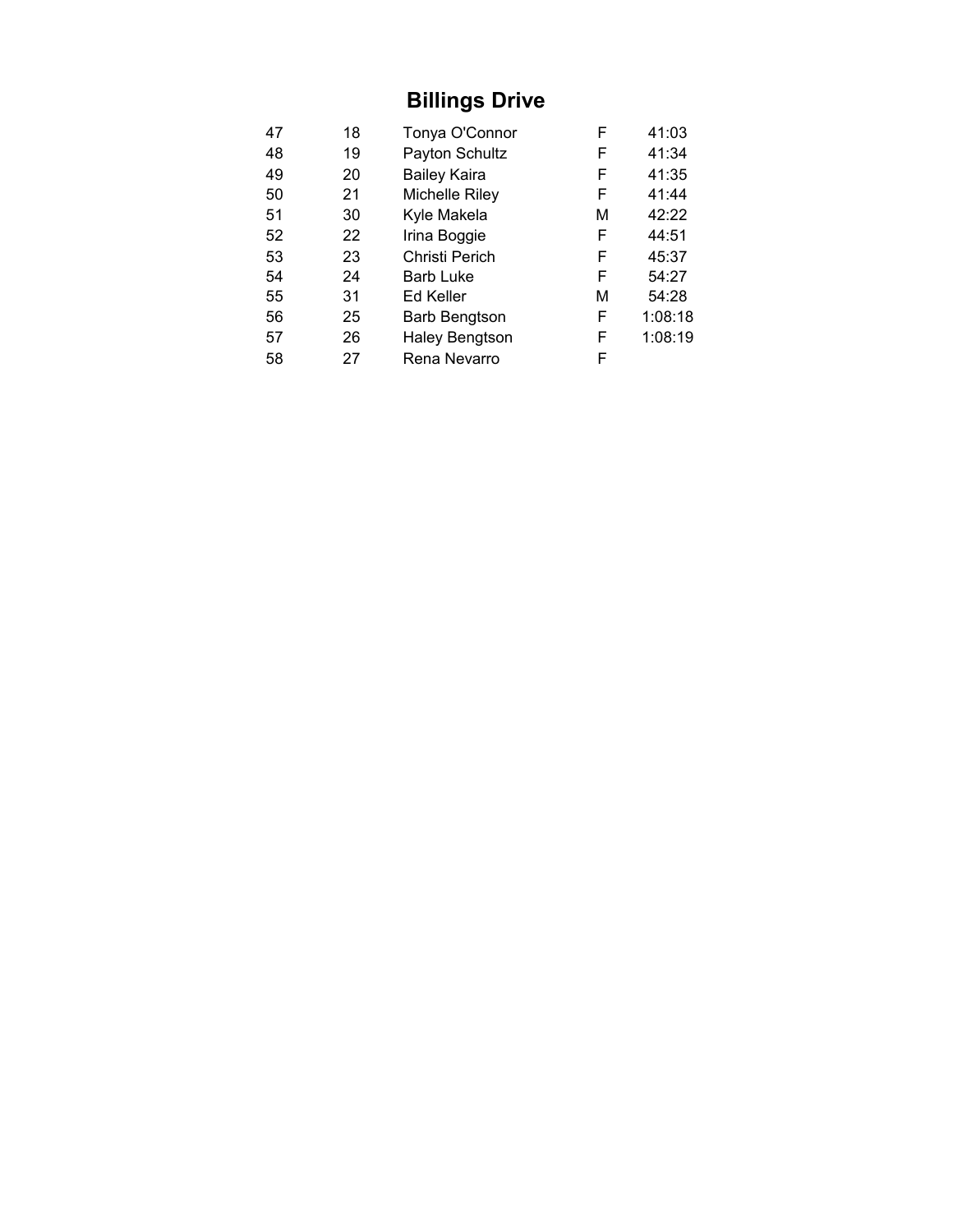## Billings Drive

| | | | | |
|---|---|---|---|---|
| 47 | 18 | Tonya O'Connor | F | 41:03 |
| 48 | 19 | Payton Schultz | F | 41:34 |
| 49 | 20 | Bailey Kaira | F | 41:35 |
| 50 | 21 | Michelle Riley | F | 41:44 |
| 51 | 30 | Kyle Makela | M | 42:22 |
| 52 | 22 | Irina Boggie | F | 44:51 |
| 53 | 23 | Christi Perich | F | 45:37 |
| 54 | 24 | Barb Luke | F | 54:27 |
| 55 | 31 | Ed Keller | M | 54:28 |
| 56 | 25 | Barb Bengtson | F | 1:08:18 |
| 57 | 26 | Haley Bengtson | F | 1:08:19 |
| 58 | 27 | Rena Nevarro | F | |